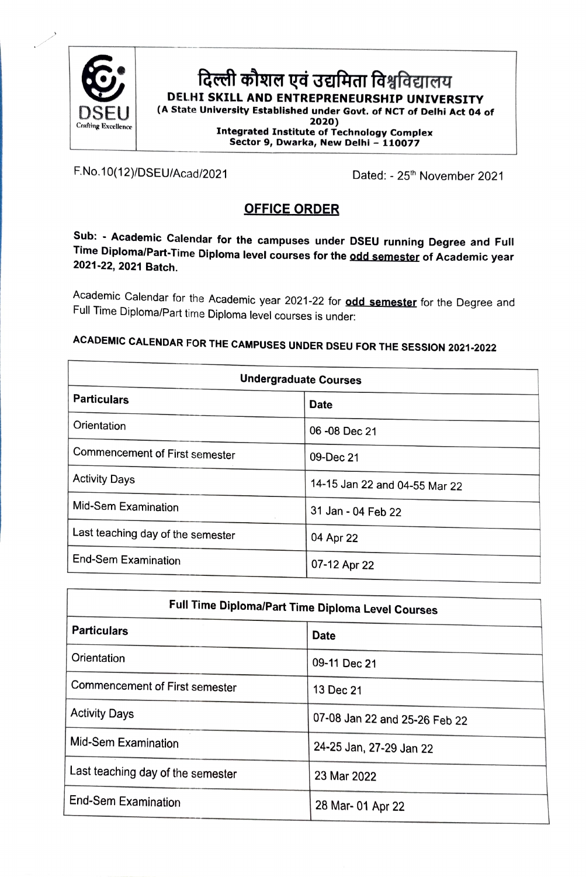# दिल्ली कौशल एवं उद्यमिता विश्वविद्यालय

**DELHI SKILL AND ENTREPRENEURSHIP UNIVERSITY**

**(A State University Established under Govt. of NCT of Delhi Act 04 of 2020)**

**Integrated Institute of Technology Complex**

**Sector 9, Dwarka, New Delhi – 110077**

DSEU
Crafting Excellence

F.No.10(12)/DSEU/Acad/2021 Dated: - 25th November 2021

## OFFICE ORDER

**Sub: - Academic Calendar for the campuses under DSEU running Degree and Full Time Diploma/Part-Time Diploma level courses for the <u>odd semester</u> of Academic year 2021-22, 2021 Batch.**

Academic Calendar for the Academic year 2021-22 for **<u>odd semester</u>** for the Degree and Full Time Diploma/Part time Diploma level courses is under:

**ACADEMIC CALENDAR FOR THE CAMPUSES UNDER DSEU FOR THE SESSION 2021-2022**

| Undergraduate Courses | |
|---|---|
| **Particulars** | **Date** |
| Orientation | 06 -08 Dec 21 |
| Commencement of First semester | 09-Dec 21 |
| Activity Days | 14-15 Jan 22 and 04-55 Mar 22 |
| Mid-Sem Examination | 31 Jan - 04 Feb 22 |
| Last teaching day of the semester | 04 Apr 22 |
| End-Sem Examination | 07-12 Apr 22 |

| Full Time Diploma/Part Time Diploma Level Courses | |
|---|---|
| **Particulars** | **Date** |
| Orientation | 09-11 Dec 21 |
| Commencement of First semester | 13 Dec 21 |
| Activity Days | 07-08 Jan 22 and 25-26 Feb 22 |
| Mid-Sem Examination | 24-25 Jan, 27-29 Jan 22 |
| Last teaching day of the semester | 23 Mar 2022 |
| End-Sem Examination | 28 Mar- 01 Apr 22 |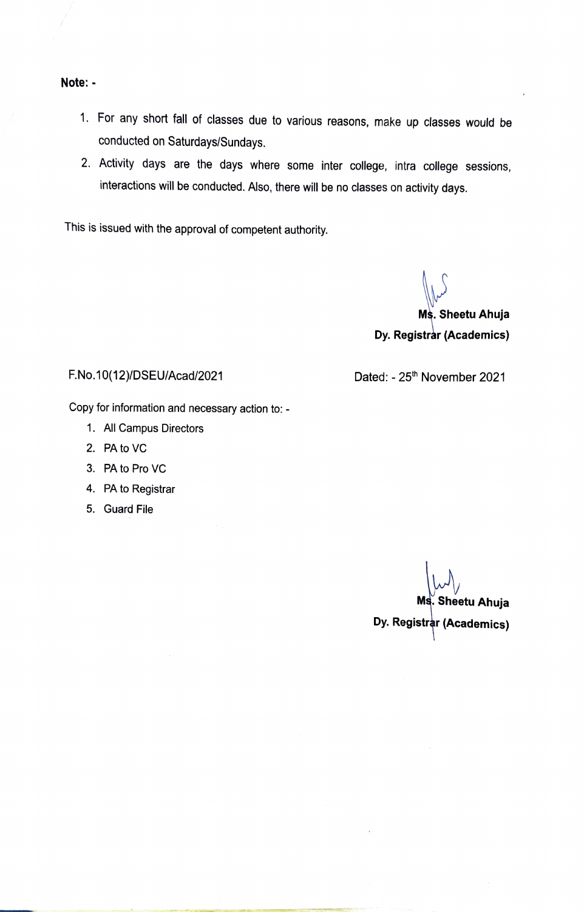**Note: -**

1. For any short fall of classes due to various reasons, make up classes would be conducted on Saturdays/Sundays.
2. Activity days are the days where some inter college, intra college sessions, interactions will be conducted. Also, there will be no classes on activity days.

This is issued with the approval of competent authority.

**Ms. Sheetu Ahuja**
**Dy. Registrar (Academics)**

F.No.10(12)/DSEU/Acad/2021

Dated: - 25th November 2021

Copy for information and necessary action to: -

1. All Campus Directors
2. PA to VC
3. PA to Pro VC
4. PA to Registrar
5. Guard File

**Ms. Sheetu Ahuja**
**Dy. Registrar (Academics)**